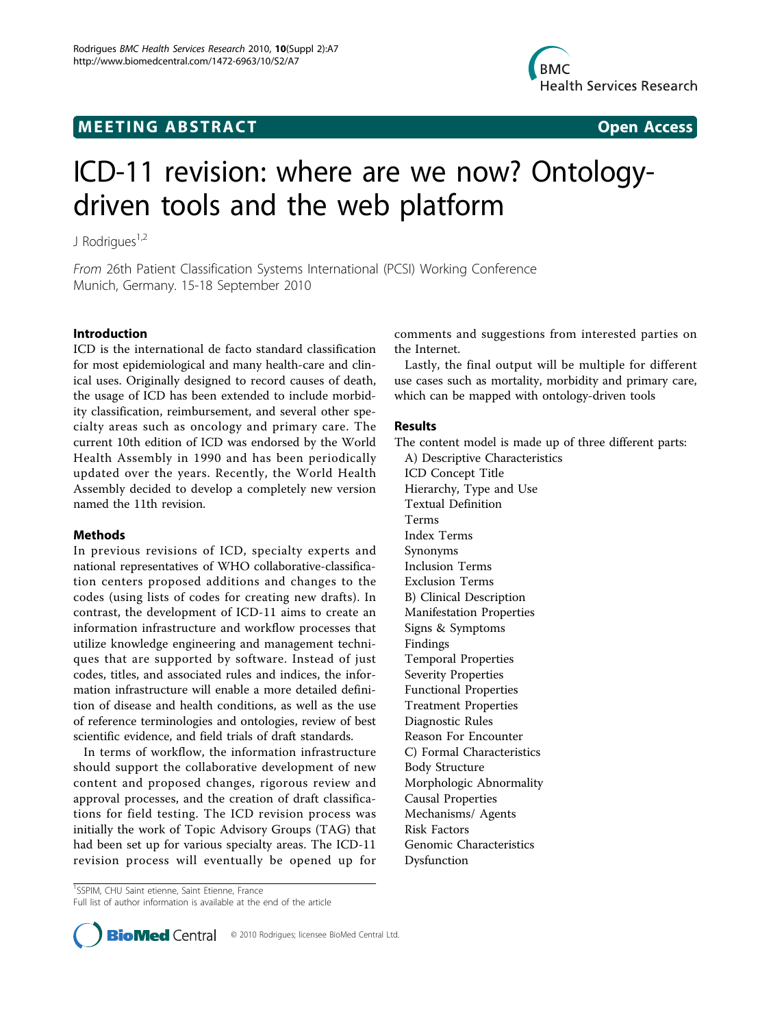# ICD-11 revision: where are we now? Ontology-driven tools and the web platform

J Rodrigues[1,2]

*From* 26th Patient Classification Systems International (PCSI) Working Conference
Munich, Germany. 15-18 September 2010

## Introduction

ICD is the international de facto standard classification for most epidemiological and many health-care and clinical uses. Originally designed to record causes of death, the usage of ICD has been extended to include morbidity classification, reimbursement, and several other specialty areas such as oncology and primary care. The current 10th edition of ICD was endorsed by the World Health Assembly in 1990 and has been periodically updated over the years. Recently, the World Health Assembly decided to develop a completely new version named the 11th revision.

## Methods

In previous revisions of ICD, specialty experts and national representatives of WHO collaborative-classification centers proposed additions and changes to the codes (using lists of codes for creating new drafts). In contrast, the development of ICD-11 aims to create an information infrastructure and workflow processes that utilize knowledge engineering and management techniques that are supported by software. Instead of just codes, titles, and associated rules and indices, the information infrastructure will enable a more detailed definition of disease and health conditions, as well as the use of reference terminologies and ontologies, review of best scientific evidence, and field trials of draft standards.

In terms of workflow, the information infrastructure should support the collaborative development of new content and proposed changes, rigorous review and approval processes, and the creation of draft classifications for field testing. The ICD revision process was initially the work of Topic Advisory Groups (TAG) that had been set up for various specialty areas. The ICD-11 revision process will eventually be opened up for comments and suggestions from interested parties on the Internet.

Lastly, the final output will be multiple for different use cases such as mortality, morbidity and primary care, which can be mapped with ontology-driven tools

## Results

The content model is made up of three different parts:

A) Descriptive Characteristics
ICD Concept Title
Hierarchy, Type and Use
Textual Definition
Terms
Index Terms
Synonyms
Inclusion Terms
Exclusion Terms
B) Clinical Description
Manifestation Properties
Signs & Symptoms
Findings
Temporal Properties
Severity Properties
Functional Properties
Treatment Properties
Diagnostic Rules
Reason For Encounter
C) Formal Characteristics
Body Structure
Morphologic Abnormality
Causal Properties
Mechanisms/ Agents
Risk Factors
Genomic Characteristics
Dysfunction

[1]SSPIM, CHU Saint etienne, Saint Etienne, France
Full list of author information is available at the end of the article

© 2010 Rodrigues; licensee BioMed Central Ltd.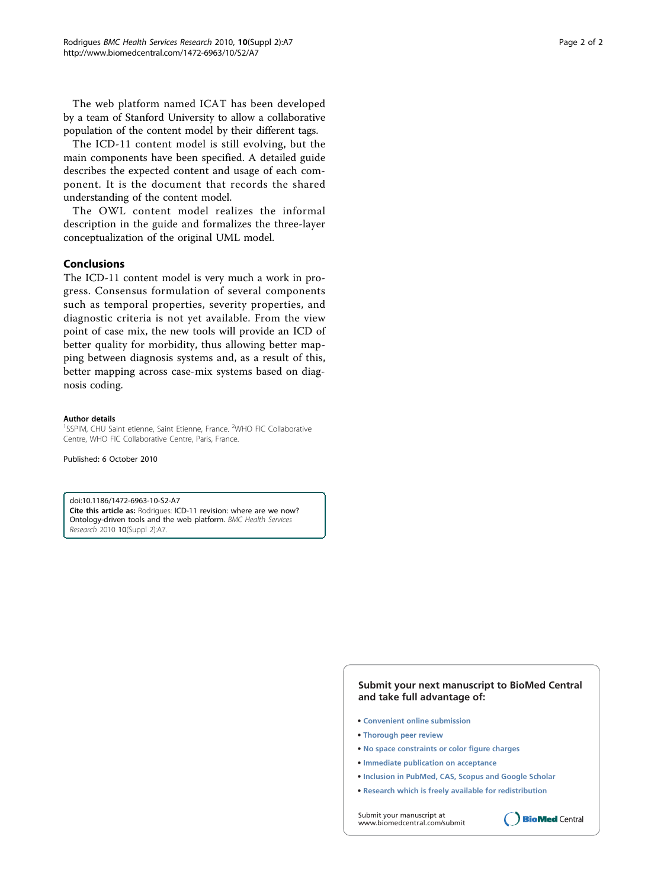The web platform named ICAT has been developed by a team of Stanford University to allow a collaborative population of the content model by their different tags.

The ICD-11 content model is still evolving, but the main components have been specified. A detailed guide describes the expected content and usage of each component. It is the document that records the shared understanding of the content model.

The OWL content model realizes the informal description in the guide and formalizes the three-layer conceptualization of the original UML model.

## Conclusions

The ICD-11 content model is very much a work in progress. Consensus formulation of several components such as temporal properties, severity properties, and diagnostic criteria is not yet available. From the view point of case mix, the new tools will provide an ICD of better quality for morbidity, thus allowing better mapping between diagnosis systems and, as a result of this, better mapping across case-mix systems based on diagnosis coding.

#### Author details

[1]SSPIM, CHU Saint etienne, Saint Etienne, France. [2]WHO FIC Collaborative Centre, WHO FIC Collaborative Centre, Paris, France.

Published: 6 October 2010

doi:10.1186/1472-6963-10-S2-A7
**Cite this article as:** Rodrigues: ICD-11 revision: where are we now? Ontology-driven tools and the web platform. *BMC Health Services Research* 2010 **10**(Suppl 2):A7.

**Submit your next manuscript to BioMed Central and take full advantage of:**

- **Convenient online submission**
- **Thorough peer review**
- **No space constraints or color figure charges**
- **Immediate publication on acceptance**
- **Inclusion in PubMed, CAS, Scopus and Google Scholar**
- **Research which is freely available for redistribution**

Submit your manuscript at
www.biomedcentral.com/submit

BioMed Central